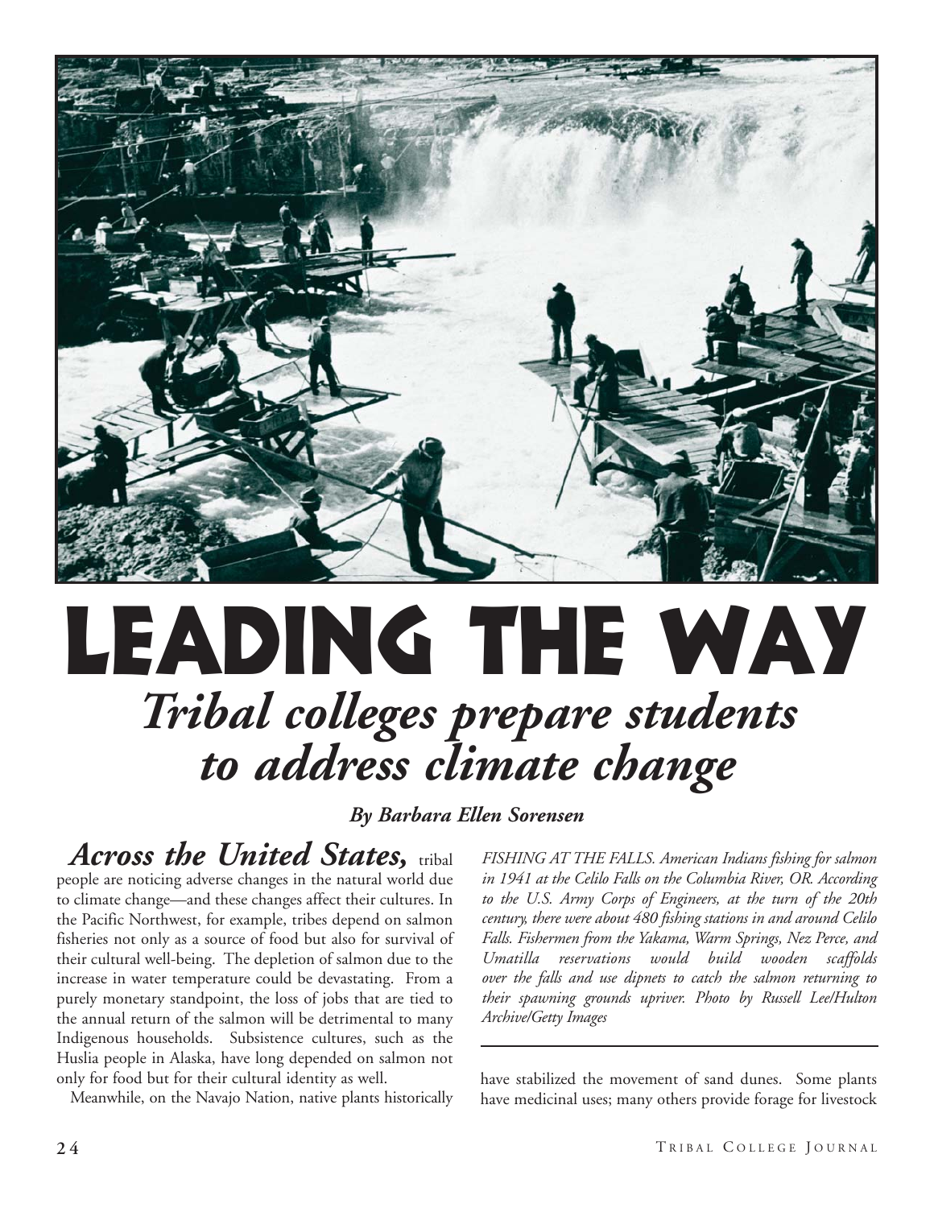# LEADING THE WAY

## *Tribal colleges prepare students to address climate change*

***By Barbara Ellen Sorensen***

*FISHING AT THE FALLS. American Indians fishing for salmon in 1941 at the Celilo Falls on the Columbia River, OR. According to the U.S. Army Corps of Engineers, at the turn of the 20th century, there were about 480 fishing stations in and around Celilo Falls. Fishermen from the Yakama, Warm Springs, Nez Perce, and Umatilla reservations would build wooden scaffolds over the falls and use dipnets to catch the salmon returning to their spawning grounds upriver. Photo by Russell Lee/Hulton Archive/Getty Images*

***Across the United States,*** tribal people are noticing adverse changes in the natural world due to climate change—and these changes affect their cultures. In the Pacific Northwest, for example, tribes depend on salmon fisheries not only as a source of food but also for survival of their cultural well-being. The depletion of salmon due to the increase in water temperature could be devastating. From a purely monetary standpoint, the loss of jobs that are tied to the annual return of the salmon will be detrimental to many Indigenous households. Subsistence cultures, such as the Huslia people in Alaska, have long depended on salmon not only for food but for their cultural identity as well.

Meanwhile, on the Navajo Nation, native plants historically have stabilized the movement of sand dunes. Some plants have medicinal uses; many others provide forage for livestock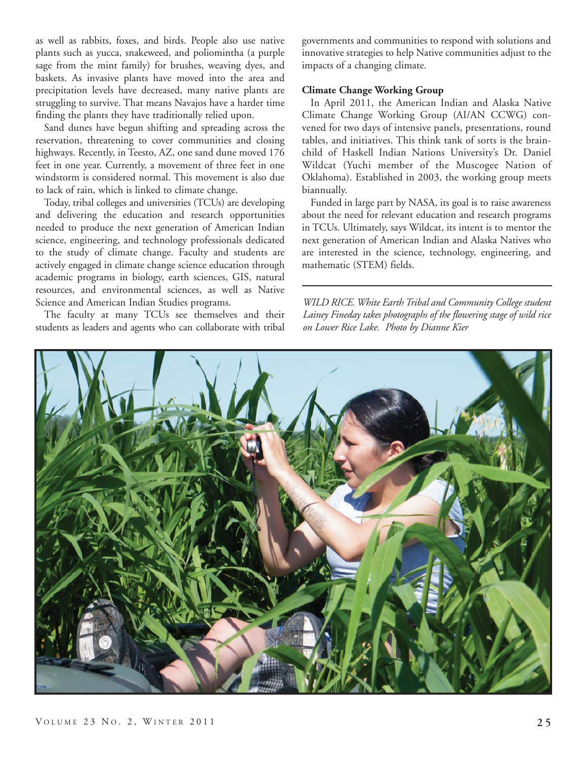as well as rabbits, foxes, and birds. People also use native plants such as yucca, snakeweed, and poliomintha (a purple sage from the mint family) for brushes, weaving dyes, and baskets. As invasive plants have moved into the area and precipitation levels have decreased, many native plants are struggling to survive. That means Navajos have a harder time finding the plants they have traditionally relied upon.

Sand dunes have begun shifting and spreading across the reservation, threatening to cover communities and closing highways. Recently, in Teesto, AZ, one sand dune moved 176 feet in one year. Currently, a movement of three feet in one windstorm is considered normal. This movement is also due to lack of rain, which is linked to climate change.

Today, tribal colleges and universities (TCUs) are developing and delivering the education and research opportunities needed to produce the next generation of American Indian science, engineering, and technology professionals dedicated to the study of climate change. Faculty and students are actively engaged in climate change science education through academic programs in biology, earth sciences, GIS, natural resources, and environmental sciences, as well as Native Science and American Indian Studies programs.

The faculty at many TCUs see themselves and their students as leaders and agents who can collaborate with tribal governments and communities to respond with solutions and innovative strategies to help Native communities adjust to the impacts of a changing climate.

**Climate Change Working Group**

In April 2011, the American Indian and Alaska Native Climate Change Working Group (AI/AN CCWG) convened for two days of intensive panels, presentations, round tables, and initiatives. This think tank of sorts is the brainchild of Haskell Indian Nations University's Dr. Daniel Wildcat (Yuchi member of the Muscogee Nation of Oklahoma). Established in 2003, the working group meets biannually.

Funded in large part by NASA, its goal is to raise awareness about the need for relevant education and research programs in TCUs. Ultimately, says Wildcat, its intent is to mentor the next generation of American Indian and Alaska Natives who are interested in the science, technology, engineering, and mathematic (STEM) fields.

*WILD RICE. White Earth Tribal and Community College student Lainey Fineday takes photographs of the flowering stage of wild rice on Lower Rice Lake. Photo by Dianne Kier*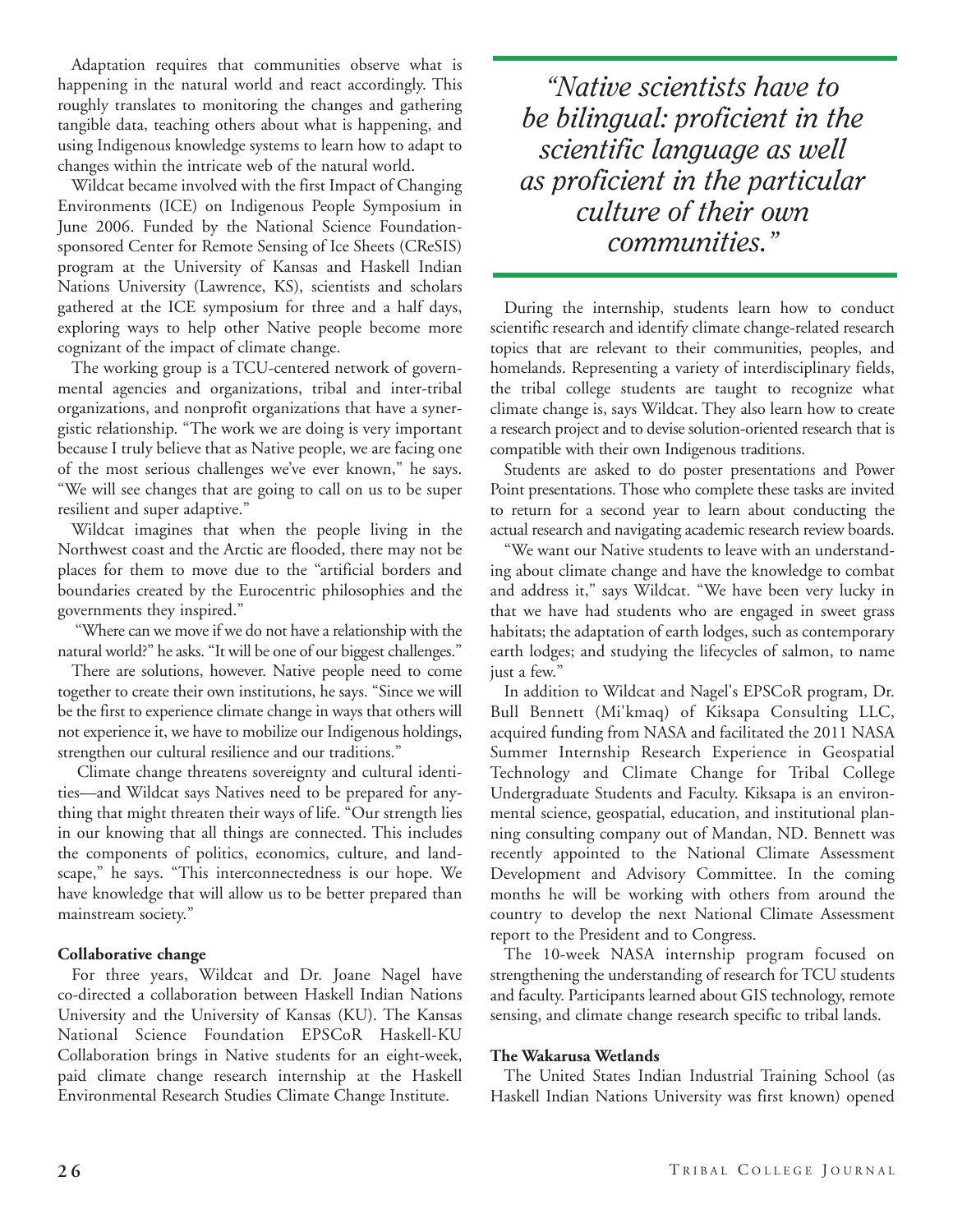Adaptation requires that communities observe what is happening in the natural world and react accordingly. This roughly translates to monitoring the changes and gathering tangible data, teaching others about what is happening, and using Indigenous knowledge systems to learn how to adapt to changes within the intricate web of the natural world.

Wildcat became involved with the first Impact of Changing Environments (ICE) on Indigenous People Symposium in June 2006. Funded by the National Science Foundation-sponsored Center for Remote Sensing of Ice Sheets (CReSIS) program at the University of Kansas and Haskell Indian Nations University (Lawrence, KS), scientists and scholars gathered at the ICE symposium for three and a half days, exploring ways to help other Native people become more cognizant of the impact of climate change.

The working group is a TCU-centered network of governmental agencies and organizations, tribal and inter-tribal organizations, and nonprofit organizations that have a synergistic relationship. "The work we are doing is very important because I truly believe that as Native people, we are facing one of the most serious challenges we've ever known," he says. "We will see changes that are going to call on us to be super resilient and super adaptive."

Wildcat imagines that when the people living in the Northwest coast and the Arctic are flooded, there may not be places for them to move due to the "artificial borders and boundaries created by the Eurocentric philosophies and the governments they inspired."

"Where can we move if we do not have a relationship with the natural world?" he asks. "It will be one of our biggest challenges."

There are solutions, however. Native people need to come together to create their own institutions, he says. "Since we will be the first to experience climate change in ways that others will not experience it, we have to mobilize our Indigenous holdings, strengthen our cultural resilience and our traditions."

Climate change threatens sovereignty and cultural identities—and Wildcat says Natives need to be prepared for anything that might threaten their ways of life. "Our strength lies in our knowing that all things are connected. This includes the components of politics, economics, culture, and landscape," he says. "This interconnectedness is our hope. We have knowledge that will allow us to be better prepared than mainstream society."

**Collaborative change**

For three years, Wildcat and Dr. Joane Nagel have co-directed a collaboration between Haskell Indian Nations University and the University of Kansas (KU). The Kansas National Science Foundation EPSCoR Haskell-KU Collaboration brings in Native students for an eight-week, paid climate change research internship at the Haskell Environmental Research Studies Climate Change Institute.

> *"Native scientists have to be bilingual: proficient in the scientific language as well as proficient in the particular culture of their own communities."*

During the internship, students learn how to conduct scientific research and identify climate change-related research topics that are relevant to their communities, peoples, and homelands. Representing a variety of interdisciplinary fields, the tribal college students are taught to recognize what climate change is, says Wildcat. They also learn how to create a research project and to devise solution-oriented research that is compatible with their own Indigenous traditions.

Students are asked to do poster presentations and Power Point presentations. Those who complete these tasks are invited to return for a second year to learn about conducting the actual research and navigating academic research review boards.

"We want our Native students to leave with an understanding about climate change and have the knowledge to combat and address it," says Wildcat. "We have been very lucky in that we have had students who are engaged in sweet grass habitats; the adaptation of earth lodges, such as contemporary earth lodges; and studying the lifecycles of salmon, to name just a few."

In addition to Wildcat and Nagel's EPSCoR program, Dr. Bull Bennett (Mi'kmaq) of Kiksapa Consulting LLC, acquired funding from NASA and facilitated the 2011 NASA Summer Internship Research Experience in Geospatial Technology and Climate Change for Tribal College Undergraduate Students and Faculty. Kiksapa is an environmental science, geospatial, education, and institutional planning consulting company out of Mandan, ND. Bennett was recently appointed to the National Climate Assessment Development and Advisory Committee. In the coming months he will be working with others from around the country to develop the next National Climate Assessment report to the President and to Congress.

The 10-week NASA internship program focused on strengthening the understanding of research for TCU students and faculty. Participants learned about GIS technology, remote sensing, and climate change research specific to tribal lands.

**The Wakarusa Wetlands**

The United States Indian Industrial Training School (as Haskell Indian Nations University was first known) opened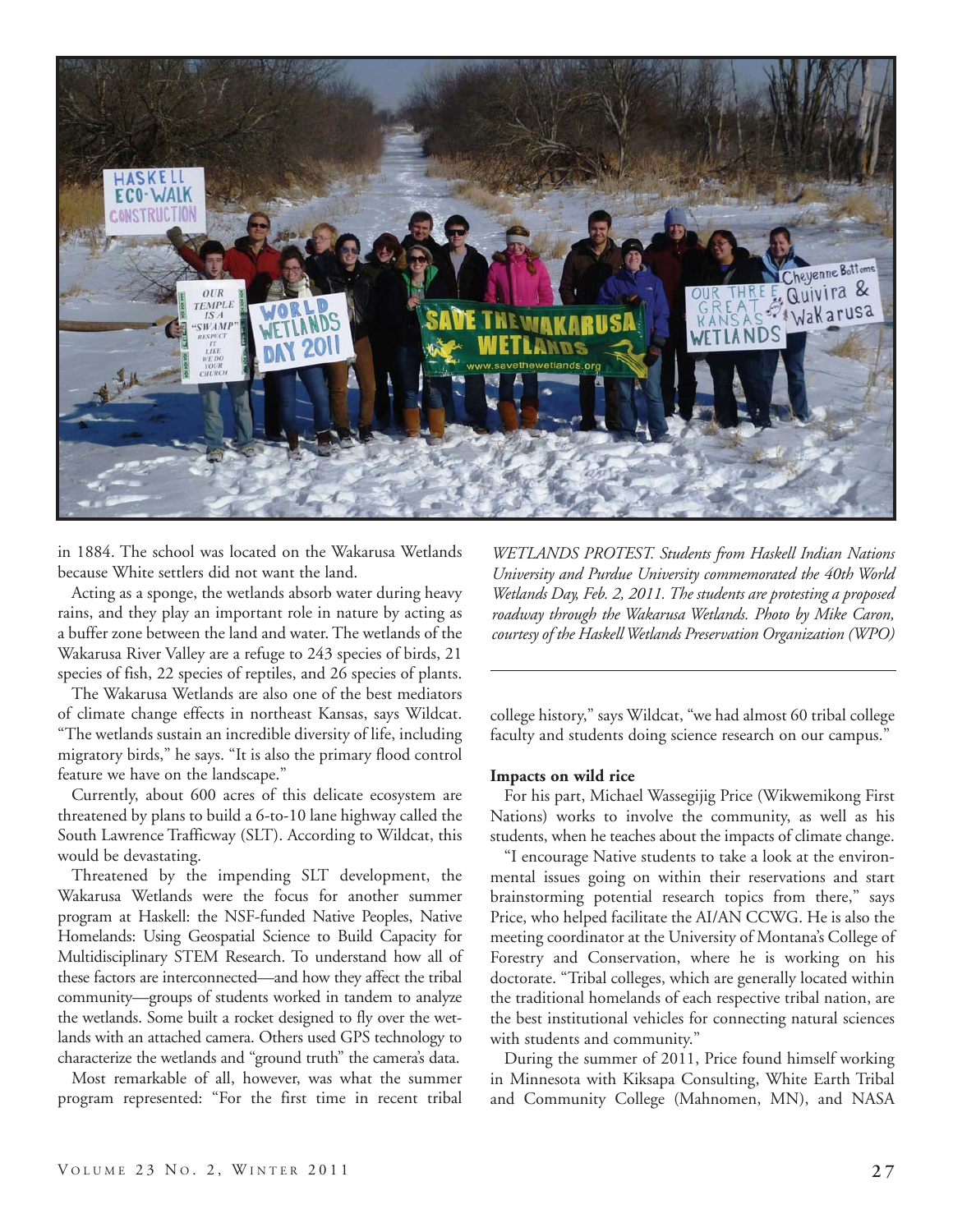in 1884. The school was located on the Wakarusa Wetlands because White settlers did not want the land.

Acting as a sponge, the wetlands absorb water during heavy rains, and they play an important role in nature by acting as a buffer zone between the land and water. The wetlands of the Wakarusa River Valley are a refuge to 243 species of birds, 21 species of fish, 22 species of reptiles, and 26 species of plants.

The Wakarusa Wetlands are also one of the best mediators of climate change effects in northeast Kansas, says Wildcat. "The wetlands sustain an incredible diversity of life, including migratory birds," he says. "It is also the primary flood control feature we have on the landscape."

Currently, about 600 acres of this delicate ecosystem are threatened by plans to build a 6-to-10 lane highway called the South Lawrence Trafficway (SLT). According to Wildcat, this would be devastating.

Threatened by the impending SLT development, the Wakarusa Wetlands were the focus for another summer program at Haskell: the NSF-funded Native Peoples, Native Homelands: Using Geospatial Science to Build Capacity for Multidisciplinary STEM Research. To understand how all of these factors are interconnected—and how they affect the tribal community—groups of students worked in tandem to analyze the wetlands. Some built a rocket designed to fly over the wetlands with an attached camera. Others used GPS technology to characterize the wetlands and "ground truth" the camera's data.

Most remarkable of all, however, was what the summer program represented: "For the first time in recent tribal college history," says Wildcat, "we had almost 60 tribal college faculty and students doing science research on our campus."

*WETLANDS PROTEST. Students from Haskell Indian Nations University and Purdue University commemorated the 40th World Wetlands Day, Feb. 2, 2011. The students are protesting a proposed roadway through the Wakarusa Wetlands. Photo by Mike Caron, courtesy of the Haskell Wetlands Preservation Organization (WPO)*

### Impacts on wild rice

For his part, Michael Wassegijig Price (Wikwemikong First Nations) works to involve the community, as well as his students, when he teaches about the impacts of climate change.

"I encourage Native students to take a look at the environmental issues going on within their reservations and start brainstorming potential research topics from there," says Price, who helped facilitate the AI/AN CCWG. He is also the meeting coordinator at the University of Montana's College of Forestry and Conservation, where he is working on his doctorate. "Tribal colleges, which are generally located within the traditional homelands of each respective tribal nation, are the best institutional vehicles for connecting natural sciences with students and community."

During the summer of 2011, Price found himself working in Minnesota with Kiksapa Consulting, White Earth Tribal and Community College (Mahnomen, MN), and NASA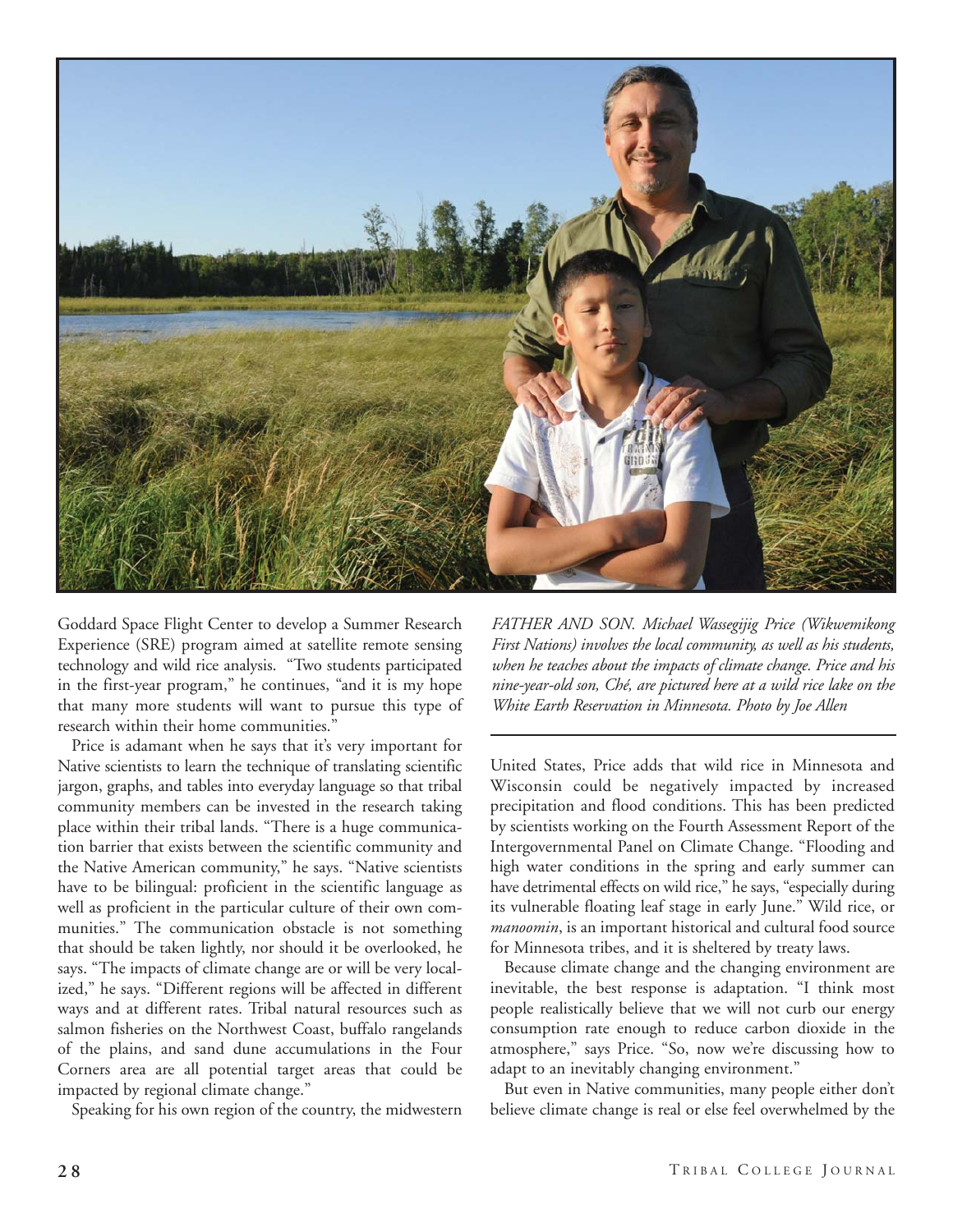Goddard Space Flight Center to develop a Summer Research Experience (SRE) program aimed at satellite remote sensing technology and wild rice analysis. "Two students participated in the first-year program," he continues, "and it is my hope that many more students will want to pursue this type of research within their home communities."

Price is adamant when he says that it's very important for Native scientists to learn the technique of translating scientific jargon, graphs, and tables into everyday language so that tribal community members can be invested in the research taking place within their tribal lands. "There is a huge communication barrier that exists between the scientific community and the Native American community," he says. "Native scientists have to be bilingual: proficient in the scientific language as well as proficient in the particular culture of their own communities." The communication obstacle is not something that should be taken lightly, nor should it be overlooked, he says. "The impacts of climate change are or will be very localized," he says. "Different regions will be affected in different ways and at different rates. Tribal natural resources such as salmon fisheries on the Northwest Coast, buffalo rangelands of the plains, and sand dune accumulations in the Four Corners area are all potential target areas that could be impacted by regional climate change."

Speaking for his own region of the country, the midwestern United States, Price adds that wild rice in Minnesota and Wisconsin could be negatively impacted by increased precipitation and flood conditions. This has been predicted by scientists working on the Fourth Assessment Report of the Intergovernmental Panel on Climate Change. "Flooding and high water conditions in the spring and early summer can have detrimental effects on wild rice," he says, "especially during its vulnerable floating leaf stage in early June." Wild rice, or *manoomin*, is an important historical and cultural food source for Minnesota tribes, and it is sheltered by treaty laws.

Because climate change and the changing environment are inevitable, the best response is adaptation. "I think most people realistically believe that we will not curb our energy consumption rate enough to reduce carbon dioxide in the atmosphere," says Price. "So, now we're discussing how to adapt to an inevitably changing environment."

But even in Native communities, many people either don't believe climate change is real or else feel overwhelmed by the

*FATHER AND SON. Michael Wassegijig Price (Wikwemikong First Nations) involves the local community, as well as his students, when he teaches about the impacts of climate change. Price and his nine-year-old son, Ché, are pictured here at a wild rice lake on the White Earth Reservation in Minnesota. Photo by Joe Allen*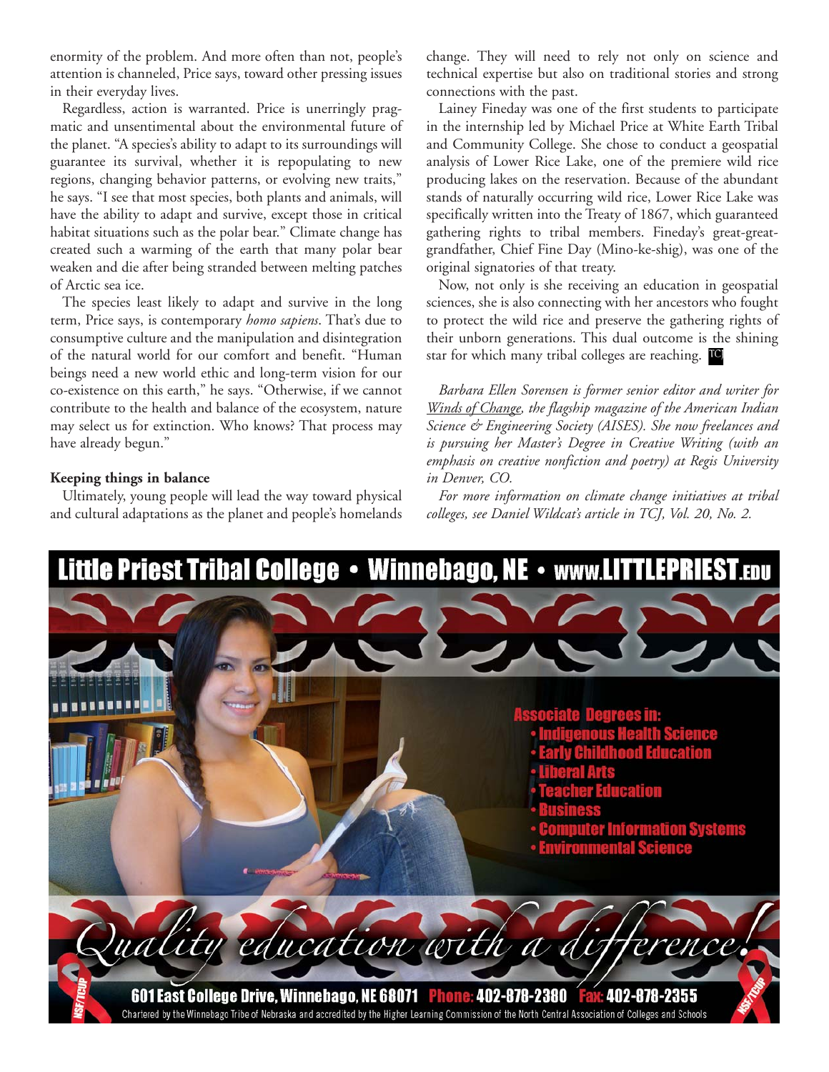enormity of the problem. And more often than not, people's attention is channeled, Price says, toward other pressing issues in their everyday lives.

Regardless, action is warranted. Price is unerringly pragmatic and unsentimental about the environmental future of the planet. "A species's ability to adapt to its surroundings will guarantee its survival, whether it is repopulating to new regions, changing behavior patterns, or evolving new traits," he says. "I see that most species, both plants and animals, will have the ability to adapt and survive, except those in critical habitat situations such as the polar bear." Climate change has created such a warming of the earth that many polar bear weaken and die after being stranded between melting patches of Arctic sea ice.

The species least likely to adapt and survive in the long term, Price says, is contemporary *homo sapiens*. That's due to consumptive culture and the manipulation and disintegration of the natural world for our comfort and benefit. "Human beings need a new world ethic and long-term vision for our co-existence on this earth," he says. "Otherwise, if we cannot contribute to the health and balance of the ecosystem, nature may select us for extinction. Who knows? That process may have already begun."

**Keeping things in balance**

Ultimately, young people will lead the way toward physical and cultural adaptations as the planet and people's homelands change. They will need to rely not only on science and technical expertise but also on traditional stories and strong connections with the past.

Lainey Fineday was one of the first students to participate in the internship led by Michael Price at White Earth Tribal and Community College. She chose to conduct a geospatial analysis of Lower Rice Lake, one of the premiere wild rice producing lakes on the reservation. Because of the abundant stands of naturally occurring wild rice, Lower Rice Lake was specifically written into the Treaty of 1867, which guaranteed gathering rights to tribal members. Fineday's great-great-grandfather, Chief Fine Day (Mino-ke-shig), was one of the original signatories of that treaty.

Now, not only is she receiving an education in geospatial sciences, she is also connecting with her ancestors who fought to protect the wild rice and preserve the gathering rights of their unborn generations. This dual outcome is the shining star for which many tribal colleges are reaching. TCJ

*Barbara Ellen Sorensen is former senior editor and writer for Winds of Change, the flagship magazine of the American Indian Science & Engineering Society (AISES). She now freelances and is pursuing her Master's Degree in Creative Writing (with an emphasis on creative nonfiction and poetry) at Regis University in Denver, CO.*

*For more information on climate change initiatives at tribal colleges, see Daniel Wildcat's article in TCJ, Vol. 20, No. 2.*

**Little Priest Tribal College • Winnebago, NE • www.LITTLEPRIEST.EDU**

**Associate Degrees in:**

- Indigenous Health Science
- Early Childhood Education
- Liberal Arts
- Teacher Education
- Business
- Computer Information Systems
- Environmental Science

*Quality education with a difference!*

**601 East College Drive, Winnebago, NE 68071 Phone: 402-878-2380 Fax: 402-878-2355**

Chartered by the Winnebago Tribe of Nebraska and accredited by the Higher Learning Commission of the North Central Association of Colleges and Schools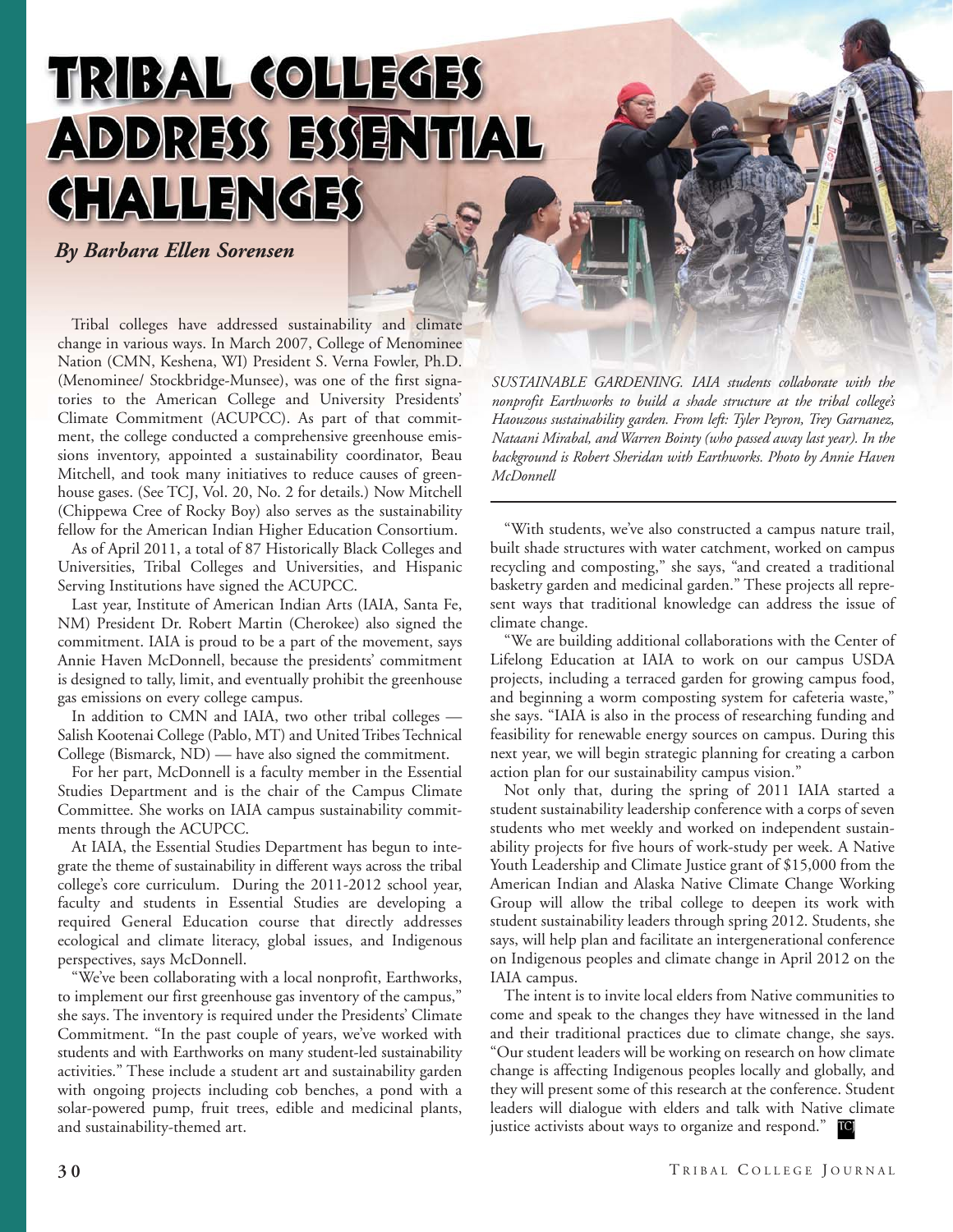# TRIBAL COLLEGES ADDRESS ESSENTIAL CHALLENGES

***By Barbara Ellen Sorensen***

*SUSTAINABLE GARDENING. IAIA students collaborate with the nonprofit Earthworks to build a shade structure at the tribal college's Haouzous sustainability garden. From left: Tyler Peyron, Trey Garnanez, Nataani Mirabal, and Warren Bointy (who passed away last year). In the background is Robert Sheridan with Earthworks. Photo by Annie Haven McDonnell*

Tribal colleges have addressed sustainability and climate change in various ways. In March 2007, College of Menominee Nation (CMN, Keshena, WI) President S. Verna Fowler, Ph.D. (Menominee/ Stockbridge-Munsee), was one of the first signatories to the American College and University Presidents' Climate Commitment (ACUPCC). As part of that commitment, the college conducted a comprehensive greenhouse emissions inventory, appointed a sustainability coordinator, Beau Mitchell, and took many initiatives to reduce causes of greenhouse gases. (See TCJ, Vol. 20, No. 2 for details.) Now Mitchell (Chippewa Cree of Rocky Boy) also serves as the sustainability fellow for the American Indian Higher Education Consortium.

As of April 2011, a total of 87 Historically Black Colleges and Universities, Tribal Colleges and Universities, and Hispanic Serving Institutions have signed the ACUPCC.

Last year, Institute of American Indian Arts (IAIA, Santa Fe, NM) President Dr. Robert Martin (Cherokee) also signed the commitment. IAIA is proud to be a part of the movement, says Annie Haven McDonnell, because the presidents' commitment is designed to tally, limit, and eventually prohibit the greenhouse gas emissions on every college campus.

In addition to CMN and IAIA, two other tribal colleges — Salish Kootenai College (Pablo, MT) and United Tribes Technical College (Bismarck, ND) — have also signed the commitment.

For her part, McDonnell is a faculty member in the Essential Studies Department and is the chair of the Campus Climate Committee. She works on IAIA campus sustainability commitments through the ACUPCC.

At IAIA, the Essential Studies Department has begun to integrate the theme of sustainability in different ways across the tribal college's core curriculum. During the 2011-2012 school year, faculty and students in Essential Studies are developing a required General Education course that directly addresses ecological and climate literacy, global issues, and Indigenous perspectives, says McDonnell.

"We've been collaborating with a local nonprofit, Earthworks, to implement our first greenhouse gas inventory of the campus," she says. The inventory is required under the Presidents' Climate Commitment. "In the past couple of years, we've worked with students and with Earthworks on many student-led sustainability activities." These include a student art and sustainability garden with ongoing projects including cob benches, a pond with a solar-powered pump, fruit trees, edible and medicinal plants, and sustainability-themed art.

"With students, we've also constructed a campus nature trail, built shade structures with water catchment, worked on campus recycling and composting," she says, "and created a traditional basketry garden and medicinal garden." These projects all represent ways that traditional knowledge can address the issue of climate change.

"We are building additional collaborations with the Center of Lifelong Education at IAIA to work on our campus USDA projects, including a terraced garden for growing campus food, and beginning a worm composting system for cafeteria waste," she says. "IAIA is also in the process of researching funding and feasibility for renewable energy sources on campus. During this next year, we will begin strategic planning for creating a carbon action plan for our sustainability campus vision."

Not only that, during the spring of 2011 IAIA started a student sustainability leadership conference with a corps of seven students who met weekly and worked on independent sustainability projects for five hours of work-study per week. A Native Youth Leadership and Climate Justice grant of $15,000 from the American Indian and Alaska Native Climate Change Working Group will allow the tribal college to deepen its work with student sustainability leaders through spring 2012. Students, she says, will help plan and facilitate an intergenerational conference on Indigenous peoples and climate change in April 2012 on the IAIA campus.

The intent is to invite local elders from Native communities to come and speak to the changes they have witnessed in the land and their traditional practices due to climate change, she says. "Our student leaders will be working on research on how climate change is affecting Indigenous peoples locally and globally, and they will present some of this research at the conference. Student leaders will dialogue with elders and talk with Native climate justice activists about ways to organize and respond."